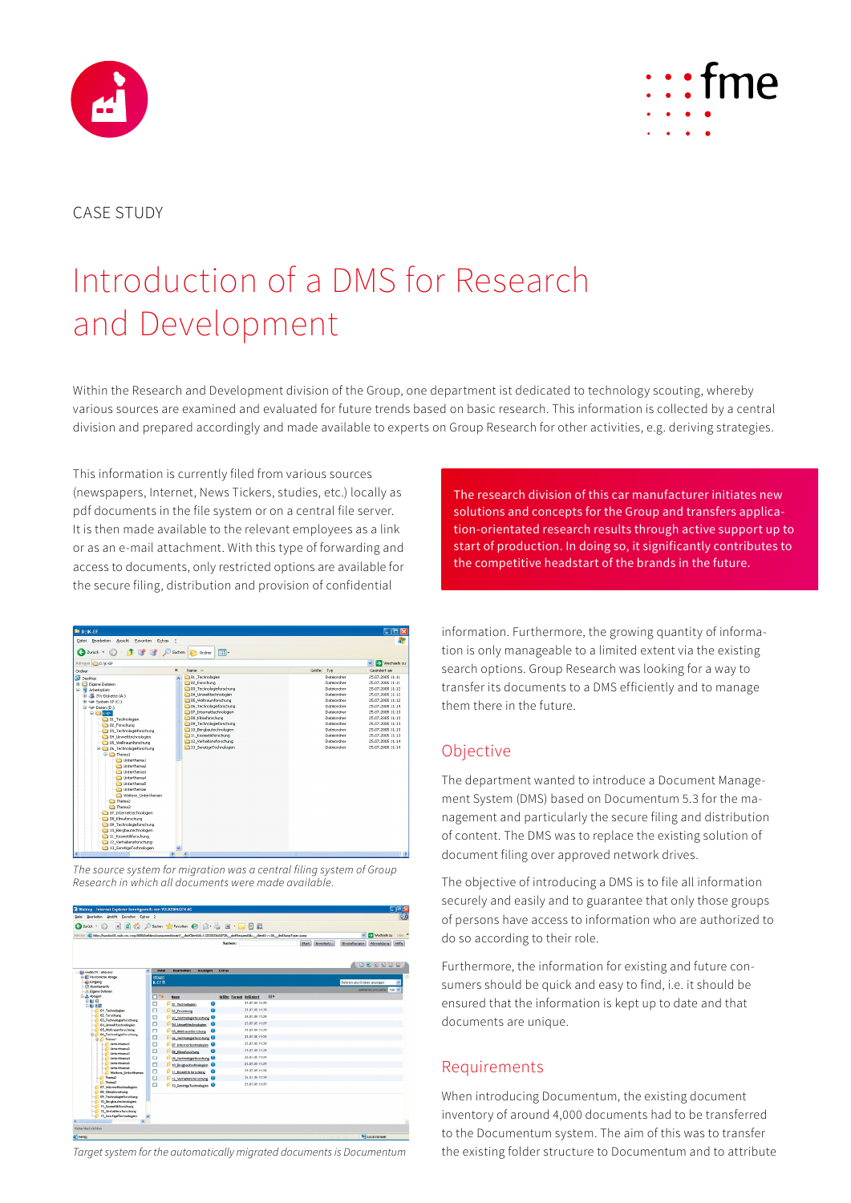CASE STUDY

# Introduction of a DMS for Research and Development

Within the Research and Development division of the Group, one department ist dedicated to technology scouting, whereby various sources are examined and evaluated for future trends based on basic research. This information is collected by a central division and prepared accordingly and made available to experts on Group Research for other activities, e.g. deriving strategies.

This information is currently filed from various sources (newspapers, Internet, News Tickers, studies, etc.) locally as pdf documents in the file system or on a central file server. It is then made available to the relevant employees as a link or as an e-mail attachment. With this type of forwarding and access to documents, only restricted options are available for the secure filing, distribution and provision of confidential information. Furthermore, the growing quantity of information is only manageable to a limited extent via the existing search options. Group Research was looking for a way to transfer its documents to a DMS efficiently and to manage them there in the future.

> The research division of this car manufacturer initiates new solutions and concepts for the Group and transfers application-orientated research results through active support up to start of production. In doing so, it significantly contributes to the competitive headstart of the brands in the future.

*The source system for migration was a central filing system of Group Research in which all documents were made available.*

*Target system for the automatically migrated documents is Documentum*

## Objective

The department wanted to introduce a Document Management System (DMS) based on Documentum 5.3 for the management and particularly the secure filing and distribution of content. The DMS was to replace the existing solution of document filing over approved network drives.

The objective of introducing a DMS is to file all information securely and easily and to guarantee that only those groups of persons have access to information who are authorized to do so according to their role.

Furthermore, the information for existing and future consumers should be quick and easy to find, i.e. it should be ensured that the information is kept up to date and that documents are unique.

## Requirements

When introducing Documentum, the existing document inventory of around 4,000 documents had to be transferred to the Documentum system. The aim of this was to transfer the existing folder structure to Documentum and to attribute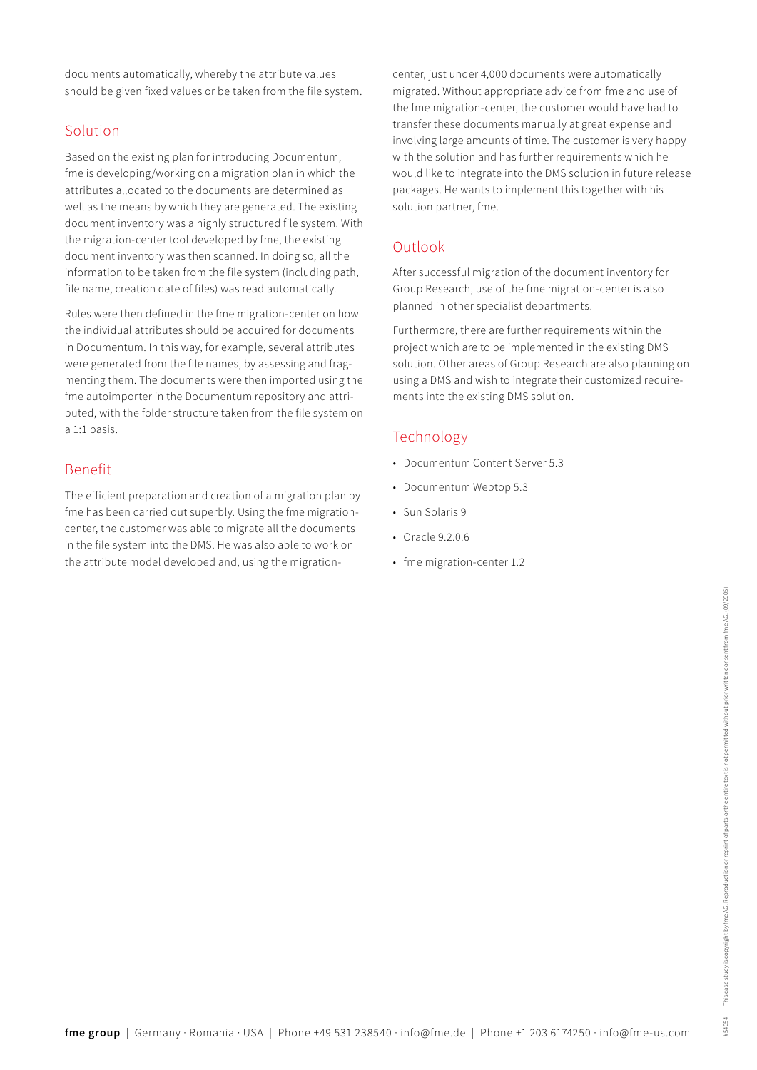documents automatically, whereby the attribute values should be given fixed values or be taken from the file system.

## Solution

Based on the existing plan for introducing Documentum, fme is developing/working on a migration plan in which the attributes allocated to the documents are determined as well as the means by which they are generated. The existing document inventory was a highly structured file system. With the migration-center tool developed by fme, the existing document inventory was then scanned. In doing so, all the information to be taken from the file system (including path, file name, creation date of files) was read automatically.

Rules were then defined in the fme migration-center on how the individual attributes should be acquired for documents in Documentum. In this way, for example, several attributes were generated from the file names, by assessing and fragmenting them. The documents were then imported using the fme autoimporter in the Documentum repository and attributed, with the folder structure taken from the file system on a 1:1 basis.

## Benefit

The efficient preparation and creation of a migration plan by fme has been carried out superbly. Using the fme migration-center, the customer was able to migrate all the documents in the file system into the DMS. He was also able to work on the attribute model developed and, using the migration-center, just under 4,000 documents were automatically migrated. Without appropriate advice from fme and use of the fme migration-center, the customer would have had to transfer these documents manually at great expense and involving large amounts of time. The customer is very happy with the solution and has further requirements which he would like to integrate into the DMS solution in future release packages. He wants to implement this together with his solution partner, fme.

## Outlook

After successful migration of the document inventory for Group Research, use of the fme migration-center is also planned in other specialist departments.

Furthermore, there are further requirements within the project which are to be implemented in the existing DMS solution. Other areas of Group Research are also planning on using a DMS and wish to integrate their customized requirements into the existing DMS solution.

## Technology

- Documentum Content Server 5.3
- Documentum Webtop 5.3
- Sun Solaris 9
- Oracle 9.2.0.6
- fme migration-center 1.2